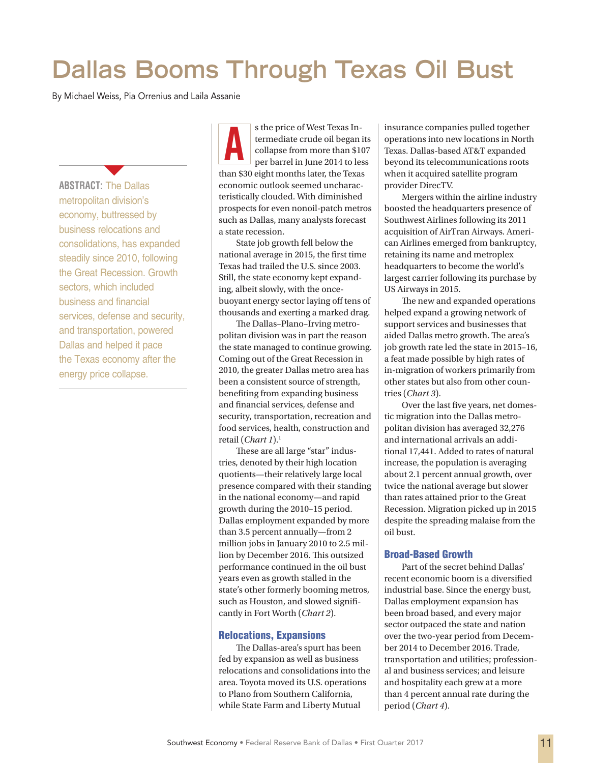# Dallas Booms Through Texas Oil Bust

By Michael Weiss, Pia Orrenius and Laila Assanie

**ABSTRACT:** The Dallas metropolitan division's economy, buttressed by business relocations and consolidations, has expanded steadily since 2010, following the Great Recession. Growth sectors, which included business and financial services, defense and security, and transportation, powered Dallas and helped it pace the Texas economy after the energy price collapse.

As the price of West Texas Intermediate crude oil began its collapse from more than $107 per barrel in June 2014 to less than $30 eight months later, the Texas economic outlook seemed uncharacteristically clouded. With diminished prospects for even nonoil-patch metros such as Dallas, many analysts forecast a state recession.

State job growth fell below the national average in 2015, the first time Texas had trailed the U.S. since 2003. Still, the state economy kept expanding, albeit slowly, with the once-buoyant energy sector laying off tens of thousands and exerting a marked drag.

The Dallas–Plano–Irving metropolitan division was in part the reason the state managed to continue growing. Coming out of the Great Recession in 2010, the greater Dallas metro area has been a consistent source of strength, benefiting from expanding business and financial services, defense and security, transportation, recreation and food services, health, construction and retail (*Chart 1*).[1]

These are all large "star" industries, denoted by their high location quotients—their relatively large local presence compared with their standing in the national economy—and rapid growth during the 2010–15 period. Dallas employment expanded by more than 3.5 percent annually—from 2 million jobs in January 2010 to 2.5 million by December 2016. This outsized performance continued in the oil bust years even as growth stalled in the state's other formerly booming metros, such as Houston, and slowed significantly in Fort Worth (*Chart 2*).

## Relocations, Expansions

The Dallas-area's spurt has been fed by expansion as well as business relocations and consolidations into the area. Toyota moved its U.S. operations to Plano from Southern California, while State Farm and Liberty Mutual insurance companies pulled together operations into new locations in North Texas. Dallas-based AT&T expanded beyond its telecommunications roots when it acquired satellite program provider DirecTV.

Mergers within the airline industry boosted the headquarters presence of Southwest Airlines following its 2011 acquisition of AirTran Airways. American Airlines emerged from bankruptcy, retaining its name and metroplex headquarters to become the world's largest carrier following its purchase by US Airways in 2015.

The new and expanded operations helped expand a growing network of support services and businesses that aided Dallas metro growth. The area's job growth rate led the state in 2015–16, a feat made possible by high rates of in-migration of workers primarily from other states but also from other countries (*Chart 3*).

Over the last five years, net domestic migration into the Dallas metropolitan division has averaged 32,276 and international arrivals an additional 17,441. Added to rates of natural increase, the population is averaging about 2.1 percent annual growth, over twice the national average but slower than rates attained prior to the Great Recession. Migration picked up in 2015 despite the spreading malaise from the oil bust.

## Broad-Based Growth

Part of the secret behind Dallas' recent economic boom is a diversified industrial base. Since the energy bust, Dallas employment expansion has been broad based, and every major sector outpaced the state and nation over the two-year period from December 2014 to December 2016. Trade, transportation and utilities; professional and business services; and leisure and hospitality each grew at a more than 4 percent annual rate during the period (*Chart 4*).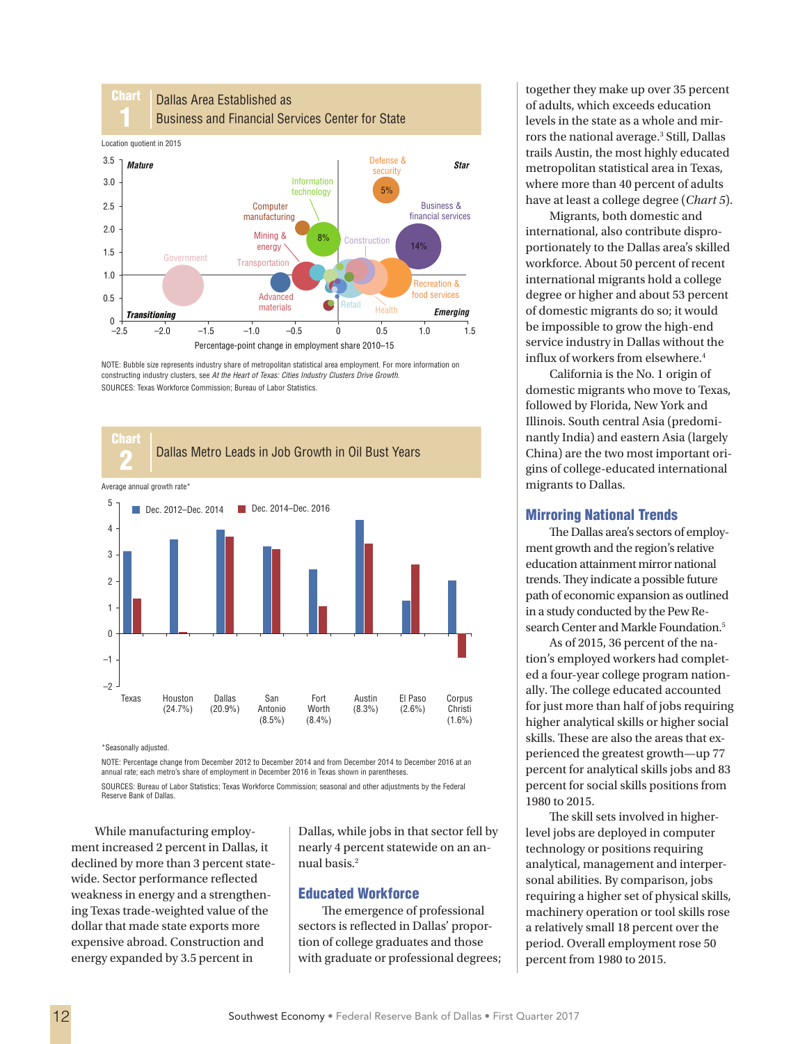## Chart 1: Dallas Area Established as Business and Financial Services Center for State

Location quotient in 2015

Mature | Star | Transitioning | Emerging

Percentage-point change in employment share 2010–15

NOTE: Bubble size represents industry share of metropolitan statistical area employment. For more information on constructing industry clusters, see *At the Heart of Texas: Cities Industry Clusters Drive Growth.*

SOURCES: Texas Workforce Commission; Bureau of Labor Statistics.

## Chart 2: Dallas Metro Leads in Job Growth in Oil Bust Years

Average annual growth rate*

Dec. 2012–Dec. 2014 | Dec. 2014–Dec. 2016

Texas | Houston (24.7%) | Dallas (20.9%) | San Antonio (8.5%) | Fort Worth (8.4%) | Austin (8.3%) | El Paso (2.6%) | Corpus Christi (1.6%)

*Seasonally adjusted.

NOTE: Percentage change from December 2012 to December 2014 and from December 2014 to December 2016 at an annual rate; each metro's share of employment in December 2016 in Texas shown in parentheses.

SOURCES: Bureau of Labor Statistics; Texas Workforce Commission; seasonal and other adjustments by the Federal Reserve Bank of Dallas.

While manufacturing employment increased 2 percent in Dallas, it declined by more than 3 percent statewide. Sector performance reflected weakness in energy and a strengthening Texas trade-weighted value of the dollar that made state exports more expensive abroad. Construction and energy expanded by 3.5 percent in Dallas, while jobs in that sector fell by nearly 4 percent statewide on an annual basis.[2]

## Educated Workforce

The emergence of professional sectors is reflected in Dallas' proportion of college graduates and those with graduate or professional degrees; together they make up over 35 percent of adults, which exceeds education levels in the state as a whole and mirrors the national average.[3] Still, Dallas trails Austin, the most highly educated metropolitan statistical area in Texas, where more than 40 percent of adults have at least a college degree (*Chart 5*).

Migrants, both domestic and international, also contribute disproportionately to the Dallas area's skilled workforce. About 50 percent of recent international migrants hold a college degree or higher and about 53 percent of domestic migrants do so; it would be impossible to grow the high-end service industry in Dallas without the influx of workers from elsewhere.[4]

California is the No. 1 origin of domestic migrants who move to Texas, followed by Florida, New York and Illinois. South central Asia (predominantly India) and eastern Asia (largely China) are the two most important origins of college-educated international migrants to Dallas.

## Mirroring National Trends

The Dallas area's sectors of employment growth and the region's relative education attainment mirror national trends. They indicate a possible future path of economic expansion as outlined in a study conducted by the Pew Research Center and Markle Foundation.[5]

As of 2015, 36 percent of the nation's employed workers had completed a four-year college program nationally. The college educated accounted for just more than half of jobs requiring higher analytical skills or higher social skills. These are also the areas that experienced the greatest growth—up 77 percent for analytical skills jobs and 83 percent for social skills positions from 1980 to 2015.

The skill sets involved in higher-level jobs are deployed in computer technology or positions requiring analytical, management and interpersonal abilities. By comparison, jobs requiring a higher set of physical skills, machinery operation or tool skills rose a relatively small 18 percent over the period. Overall employment rose 50 percent from 1980 to 2015.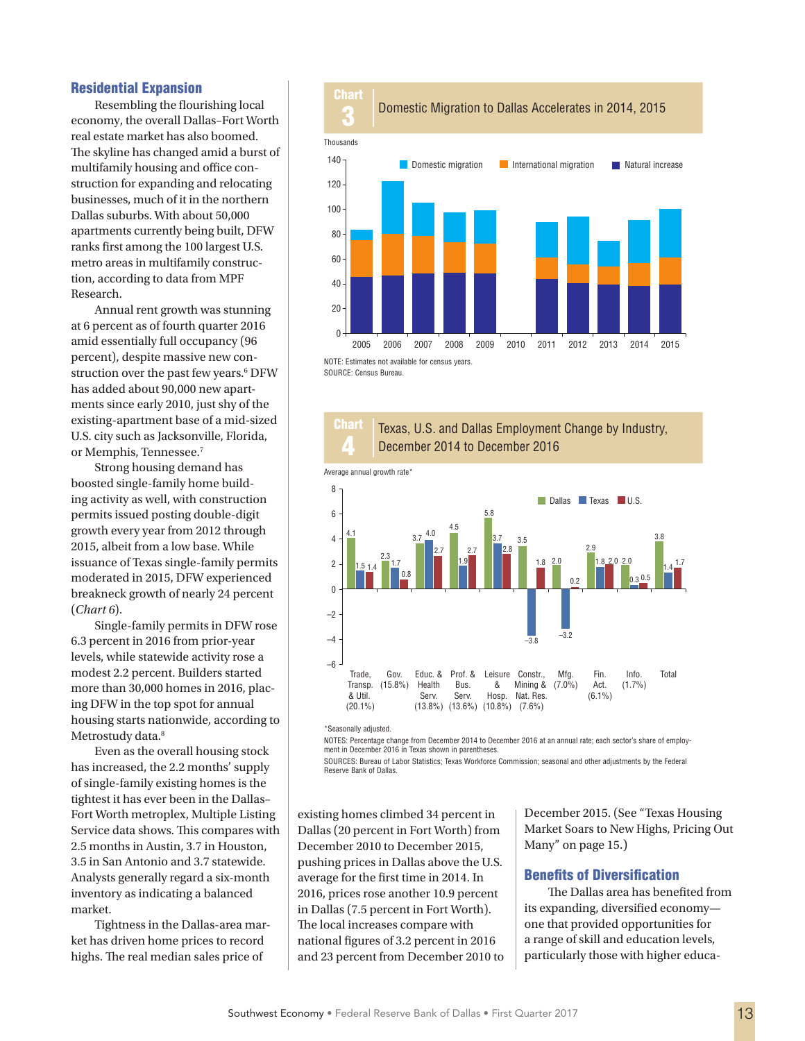## Residential Expansion

Resembling the flourishing local economy, the overall Dallas–Fort Worth real estate market has also boomed. The skyline has changed amid a burst of multifamily housing and office construction for expanding and relocating businesses, much of it in the northern Dallas suburbs. With about 50,000 apartments currently being built, DFW ranks first among the 100 largest U.S. metro areas in multifamily construction, according to data from MPF Research.

Annual rent growth was stunning at 6 percent as of fourth quarter 2016 amid essentially full occupancy (96 percent), despite massive new construction over the past few years.[6] DFW has added about 90,000 new apartments since early 2010, just shy of the existing-apartment base of a mid-sized U.S. city such as Jacksonville, Florida, or Memphis, Tennessee.[7]

Strong housing demand has boosted single-family home building activity as well, with construction permits issued posting double-digit growth every year from 2012 through 2015, albeit from a low base. While issuance of Texas single-family permits moderated in 2015, DFW experienced breakneck growth of nearly 24 percent (*Chart 6*).

Single-family permits in DFW rose 6.3 percent in 2016 from prior-year levels, while statewide activity rose a modest 2.2 percent. Builders started more than 30,000 homes in 2016, placing DFW in the top spot for annual housing starts nationwide, according to Metrostudy data.[8]

Even as the overall housing stock has increased, the 2.2 months' supply of single-family existing homes is the tightest it has ever been in the Dallas–Fort Worth metroplex, Multiple Listing Service data shows. This compares with 2.5 months in Austin, 3.7 in Houston, 3.5 in San Antonio and 3.7 statewide. Analysts generally regard a six-month inventory as indicating a balanced market.

Tightness in the Dallas-area market has driven home prices to record highs. The real median sales price of existing homes climbed 34 percent in Dallas (20 percent in Fort Worth) from December 2010 to December 2015, pushing prices in Dallas above the U.S. average for the first time in 2014. In 2016, prices rose another 10.9 percent in Dallas (7.5 percent in Fort Worth). The local increases compare with national figures of 3.2 percent in 2016 and 23 percent from December 2010 to December 2015. (See "Texas Housing Market Soars to New Highs, Pricing Out Many" on page 15.)

**Chart 3** Domestic Migration to Dallas Accelerates in 2014, 2015

Thousands

| Year | Domestic migration | International migration | Natural increase |
|---|---|---|---|
| 2005 | ~8 | ~30 | ~46 |
| 2006 | ~42 | ~34 | ~47 |
| 2007 | ~26 | ~31 | ~48 |
| 2008 | ~24 | ~25 | ~49 |
| 2009 | ~27 | ~24 | ~48 |
| 2010 | | | |
| 2011 | ~29 | ~17 | ~44 |
| 2012 | ~38 | ~15 | ~41 |
| 2013 | ~21 | ~15 | ~40 |
| 2014 | ~34 | ~18 | ~39 |
| 2015 | ~39 | ~22 | ~40 |

NOTE: Estimates not available for census years.
SOURCE: Census Bureau.

**Chart 4** Texas, U.S. and Dallas Employment Change by Industry, December 2014 to December 2016

Average annual growth rate*

| Industry | Dallas | Texas | U.S. |
|---|---|---|---|
| Trade, Transp. & Util. (20.1%) | 4.1 | 1.5 | 1.4 |
| Gov. (15.8%) | 2.3 | 1.7 | 0.8 |
| Educ. & Health Serv. (13.8%) | 3.7 | 4.0 | 2.7 |
| Prof. & Bus. Serv. (13.6%) | 4.5 | 1.9 | 2.7 |
| Leisure & Hosp. (10.8%) | 5.8 | 3.7 | 2.8 |
| Constr., Mining & Nat. Res. (7.6%) | 3.5 | −3.8 | 1.8 |
| Mfg. (7.0%) | 2.0 | −3.2 | 0.2 |
| Fin. Act. (6.1%) | 2.9 | 1.8 | 2.0 |
| Info. (1.7%) | 2.0 | 0.3 | 0.5 |
| Total | 3.8 | 1.4 | 1.7 |

*Seasonally adjusted.
NOTES: Percentage change from December 2014 to December 2016 at an annual rate; each sector's share of employment in December 2016 in Texas shown in parentheses.
SOURCES: Bureau of Labor Statistics; Texas Workforce Commission; seasonal and other adjustments by the Federal Reserve Bank of Dallas.

## Benefits of Diversification

The Dallas area has benefited from its expanding, diversified economy—one that provided opportunities for a range of skill and education levels, particularly those with higher educa-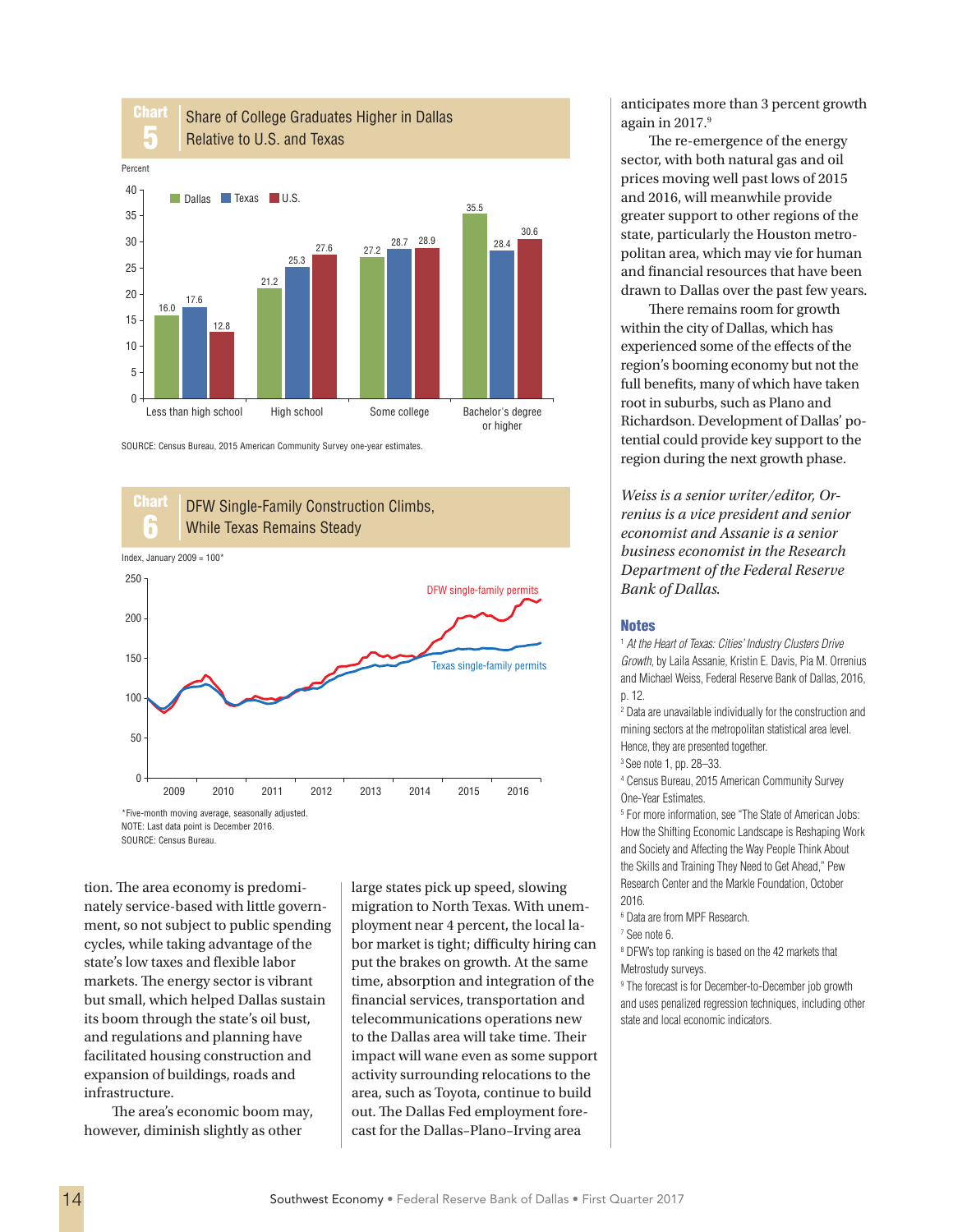## Chart 5 — Share of College Graduates Higher in Dallas Relative to U.S. and Texas

Percent

Dallas  Texas  U.S.

40
35
30
25
20
15
10
5
0

16.0  17.6  12.8
21.2  25.3  27.6
27.2  28.7  28.9
35.5  28.4  30.6

Less than high school
High school
Some college
Bachelor's degree or higher

SOURCE: Census Bureau, 2015 American Community Survey one-year estimates.

## Chart 6 — DFW Single-Family Construction Climbs, While Texas Remains Steady

Index, January 2009 = 100*

250
200
150
100
50
0

2009  2010  2011  2012  2013  2014  2015  2016

DFW single-family permits
Texas single-family permits

*Five-month moving average, seasonally adjusted.
NOTE: Last data point is December 2016.
SOURCE: Census Bureau.

tion. The area economy is predominately service-based with little government, so not subject to public spending cycles, while taking advantage of the state's low taxes and flexible labor markets. The energy sector is vibrant but small, which helped Dallas sustain its boom through the state's oil bust, and regulations and planning have facilitated housing construction and expansion of buildings, roads and infrastructure.

The area's economic boom may, however, diminish slightly as other large states pick up speed, slowing migration to North Texas. With unemployment near 4 percent, the local labor market is tight; difficulty hiring can put the brakes on growth. At the same time, absorption and integration of the financial services, transportation and telecommunications operations new to the Dallas area will take time. Their impact will wane even as some support activity surrounding relocations to the area, such as Toyota, continue to build out. The Dallas Fed employment forecast for the Dallas–Plano–Irving area anticipates more than 3 percent growth again in 2017.[9]

The re-emergence of the energy sector, with both natural gas and oil prices moving well past lows of 2015 and 2016, will meanwhile provide greater support to other regions of the state, particularly the Houston metropolitan area, which may vie for human and financial resources that have been drawn to Dallas over the past few years.

There remains room for growth within the city of Dallas, which has experienced some of the effects of the region's booming economy but not the full benefits, many of which have taken root in suburbs, such as Plano and Richardson. Development of Dallas' potential could provide key support to the region during the next growth phase.

*Weiss is a senior writer/editor, Orrenius is a vice president and senior economist and Assanie is a senior business economist in the Research Department of the Federal Reserve Bank of Dallas.*

## Notes

[1] *At the Heart of Texas: Cities' Industry Clusters Drive Growth*, by Laila Assanie, Kristin E. Davis, Pia M. Orrenius and Michael Weiss, Federal Reserve Bank of Dallas, 2016, p. 12.

[2] Data are unavailable individually for the construction and mining sectors at the metropolitan statistical area level. Hence, they are presented together.

[3] See note 1, pp. 28–33.

[4] Census Bureau, 2015 American Community Survey One-Year Estimates.

[5] For more information, see "The State of American Jobs: How the Shifting Economic Landscape is Reshaping Work and Society and Affecting the Way People Think About the Skills and Training They Need to Get Ahead," Pew Research Center and the Markle Foundation, October 2016.

[6] Data are from MPF Research.

[7] See note 6.

[8] DFW's top ranking is based on the 42 markets that Metrostudy surveys.

[9] The forecast is for December-to-December job growth and uses penalized regression techniques, including other state and local economic indicators.